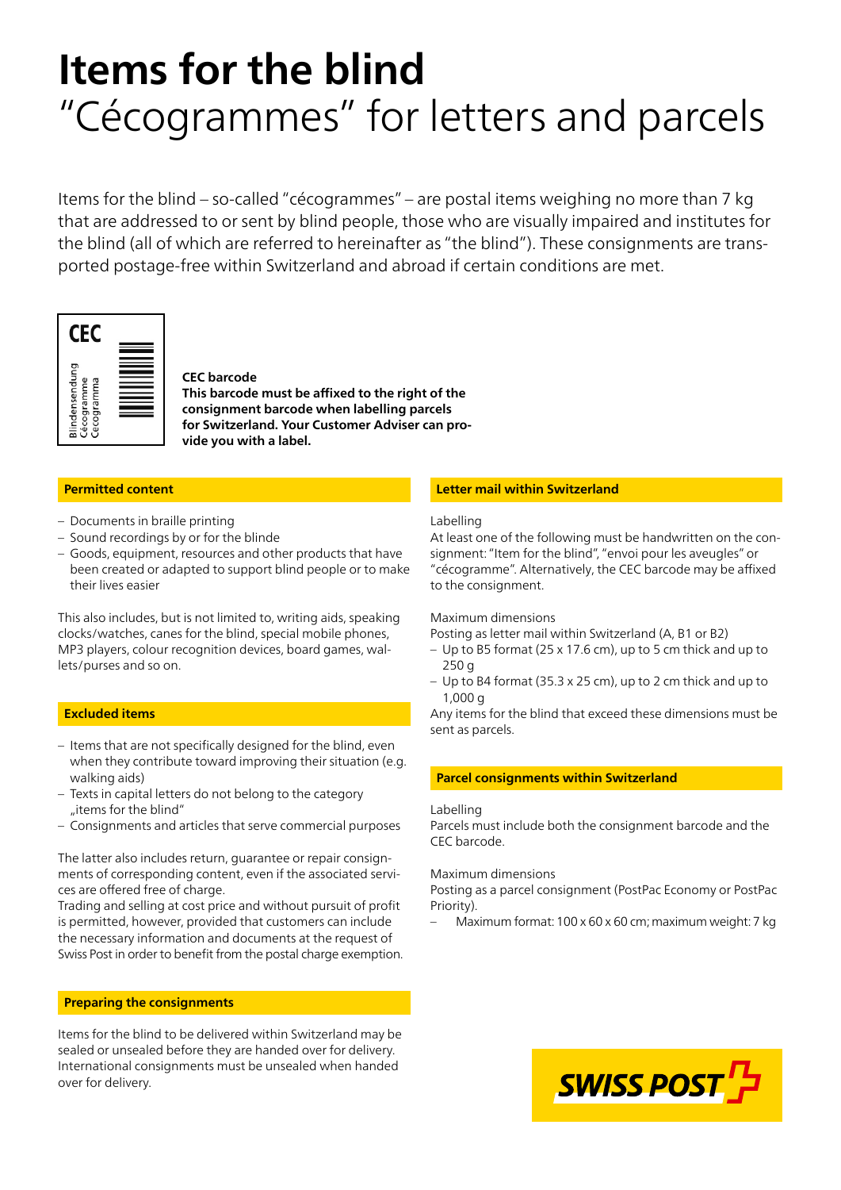# Items for the blind
## "Cécogrammes" for letters and parcels

Items for the blind – so-called "cécogrammes" – are postal items weighing no more than 7 kg that are addressed to or sent by blind people, those who are visually impaired and institutes for the blind (all of which are referred to hereinafter as "the blind"). These consignments are transported postage-free within Switzerland and abroad if certain conditions are met.

CEC

Blindensendung
Cécogramme
Cecogramma

**CEC barcode**
**This barcode must be affixed to the right of the consignment barcode when labelling parcels for Switzerland. Your Customer Adviser can provide you with a label.**

### Permitted content

- Documents in braille printing
- Sound recordings by or for the blinde
- Goods, equipment, resources and other products that have been created or adapted to support blind people or to make their lives easier

This also includes, but is not limited to, writing aids, speaking clocks/watches, canes for the blind, special mobile phones, MP3 players, colour recognition devices, board games, wallets/purses and so on.

### Excluded items

- Items that are not specifically designed for the blind, even when they contribute toward improving their situation (e.g. walking aids)
- Texts in capital letters do not belong to the category „items for the blind"
- Consignments and articles that serve commercial purposes

The latter also includes return, guarantee or repair consignments of corresponding content, even if the associated services are offered free of charge.
Trading and selling at cost price and without pursuit of profit is permitted, however, provided that customers can include the necessary information and documents at the request of Swiss Post in order to benefit from the postal charge exemption.

### Preparing the consignments

Items for the blind to be delivered within Switzerland may be sealed or unsealed before they are handed over for delivery. International consignments must be unsealed when handed over for delivery.

### Letter mail within Switzerland

Labelling
At least one of the following must be handwritten on the consignment: "Item for the blind", "envoi pour les aveugles" or "cécogramme". Alternatively, the CEC barcode may be affixed to the consignment.

Maximum dimensions
Posting as letter mail within Switzerland (A, B1 or B2)
- Up to B5 format (25 x 17.6 cm), up to 5 cm thick and up to 250 g
- Up to B4 format (35.3 x 25 cm), up to 2 cm thick and up to 1,000 g

Any items for the blind that exceed these dimensions must be sent as parcels.

### Parcel consignments within Switzerland

Labelling
Parcels must include both the consignment barcode and the CEC barcode.

Maximum dimensions
Posting as a parcel consignment (PostPac Economy or PostPac Priority).
- Maximum format: 100 x 60 x 60 cm; maximum weight: 7 kg

SWISS POST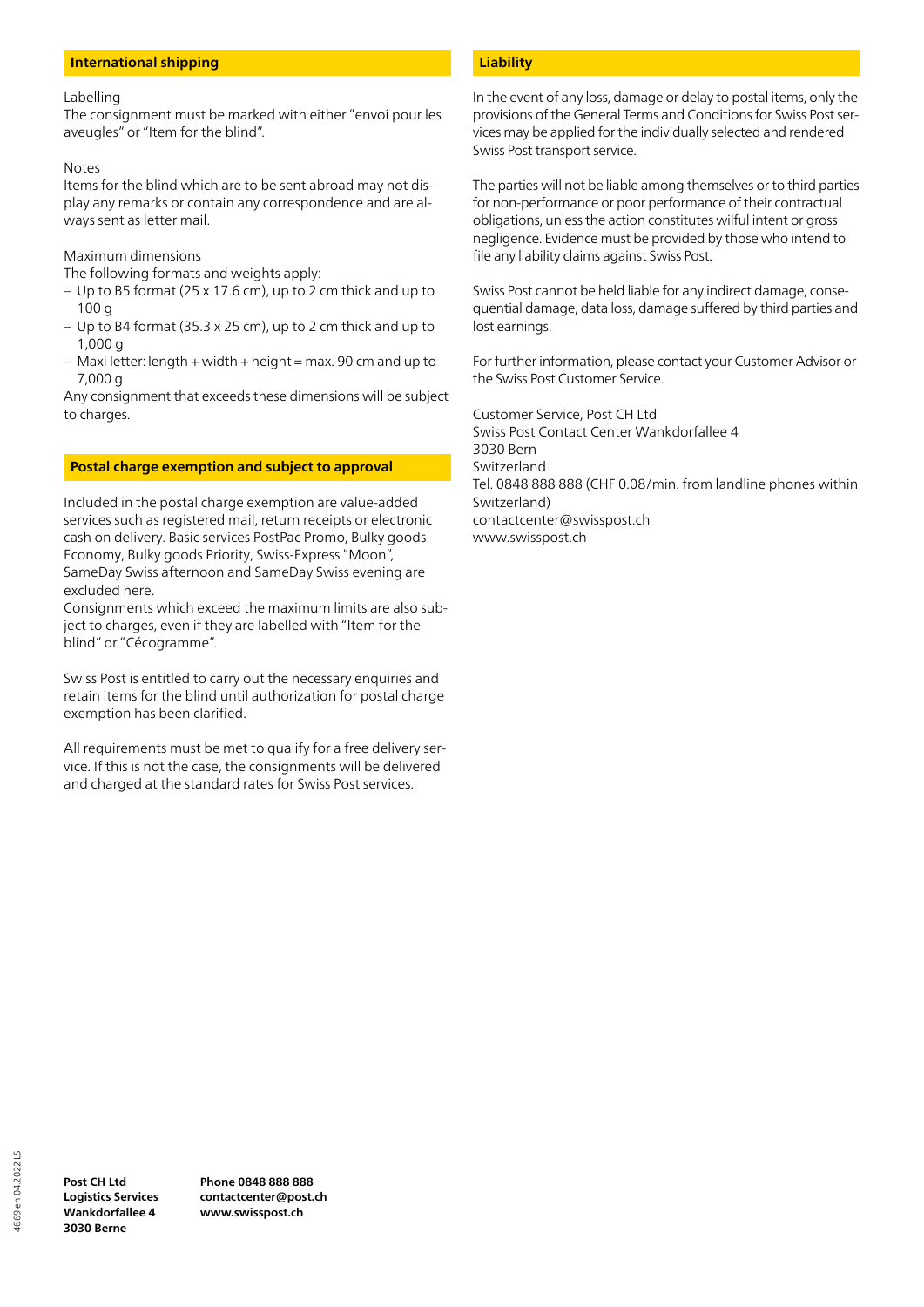## International shipping

Labelling
The consignment must be marked with either "envoi pour les aveugles" or "Item for the blind".

Notes
Items for the blind which are to be sent abroad may not display any remarks or contain any correspondence and are always sent as letter mail.

Maximum dimensions
The following formats and weights apply:
- Up to B5 format (25 x 17.6 cm), up to 2 cm thick and up to 100 g
- Up to B4 format (35.3 x 25 cm), up to 2 cm thick and up to 1,000 g
- Maxi letter: length + width + height = max. 90 cm and up to 7,000 g

Any consignment that exceeds these dimensions will be subject to charges.

## Postal charge exemption and subject to approval

Included in the postal charge exemption are value-added services such as registered mail, return receipts or electronic cash on delivery. Basic services PostPac Promo, Bulky goods Economy, Bulky goods Priority, Swiss-Express "Moon", SameDay Swiss afternoon and SameDay Swiss evening are excluded here.
Consignments which exceed the maximum limits are also subject to charges, even if they are labelled with "Item for the blind" or "Cécogramme".

Swiss Post is entitled to carry out the necessary enquiries and retain items for the blind until authorization for postal charge exemption has been clarified.

All requirements must be met to qualify for a free delivery service. If this is not the case, the consignments will be delivered and charged at the standard rates for Swiss Post services.

## Liability

In the event of any loss, damage or delay to postal items, only the provisions of the General Terms and Conditions for Swiss Post services may be applied for the individually selected and rendered Swiss Post transport service.

The parties will not be liable among themselves or to third parties for non-performance or poor performance of their contractual obligations, unless the action constitutes wilful intent or gross negligence. Evidence must be provided by those who intend to file any liability claims against Swiss Post.

Swiss Post cannot be held liable for any indirect damage, consequential damage, data loss, damage suffered by third parties and lost earnings.

For further information, please contact your Customer Advisor or the Swiss Post Customer Service.

Customer Service, Post CH Ltd
Swiss Post Contact Center Wankdorfallee 4
3030 Bern
Switzerland
Tel. 0848 888 888 (CHF 0.08/min. from landline phones within Switzerland)
contactcenter@swisspost.ch
www.swisspost.ch

**Post CH Ltd**
**Logistics Services**
**Wankdorfallee 4**
**3030 Berne**

**Phone 0848 888 888**
**contactcenter@post.ch**
**www.swisspost.ch**

4669 en 04.2022 LS